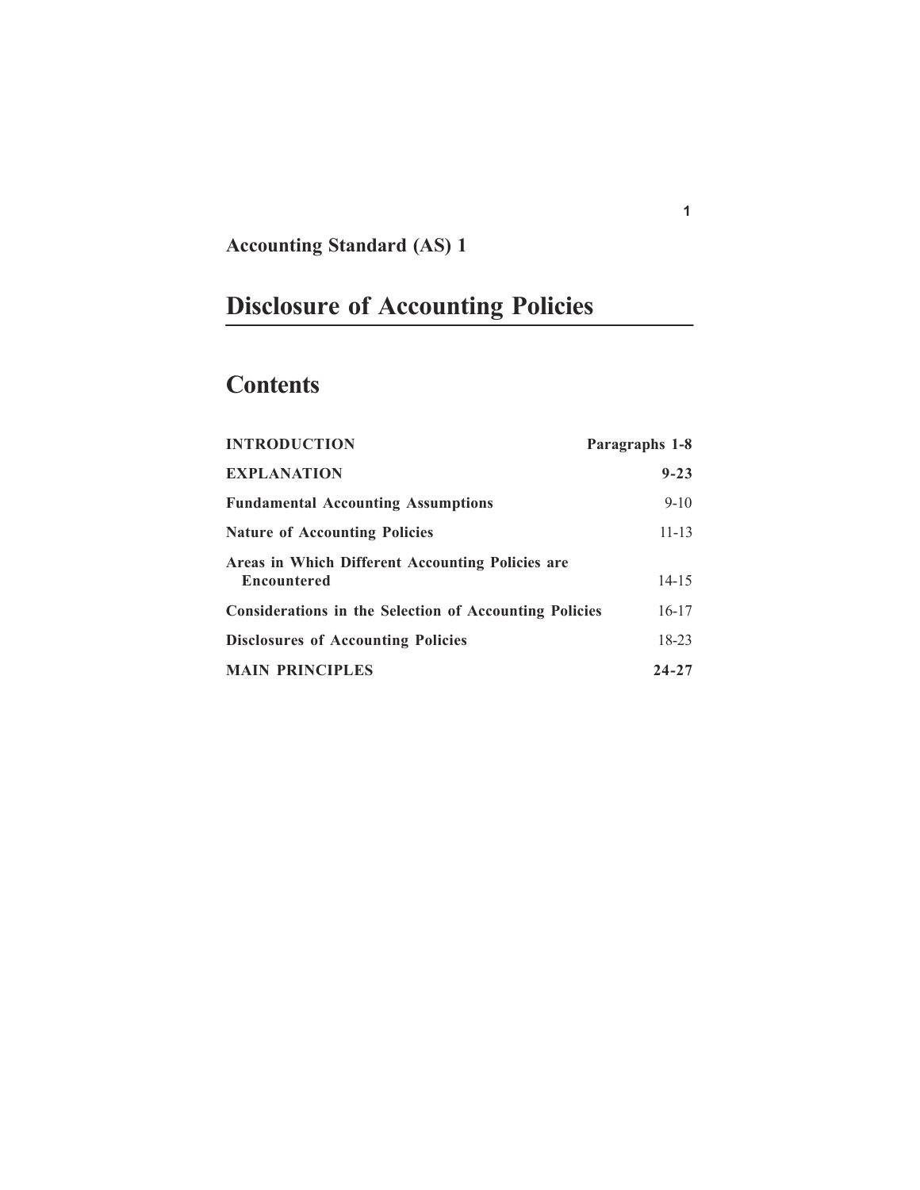**Accounting Standard (AS) 1**

# Disclosure of Accounting Policies

## Contents

| | |
|---|---|
| **INTRODUCTION** | **Paragraphs 1-8** |
| **EXPLANATION** | **9-23** |
| **Fundamental Accounting Assumptions** | 9-10 |
| **Nature of Accounting Policies** | 11-13 |
| **Areas in Which Different Accounting Policies are Encountered** | 14-15 |
| **Considerations in the Selection of Accounting Policies** | 16-17 |
| **Disclosures of Accounting Policies** | 18-23 |
| **MAIN PRINCIPLES** | **24-27** |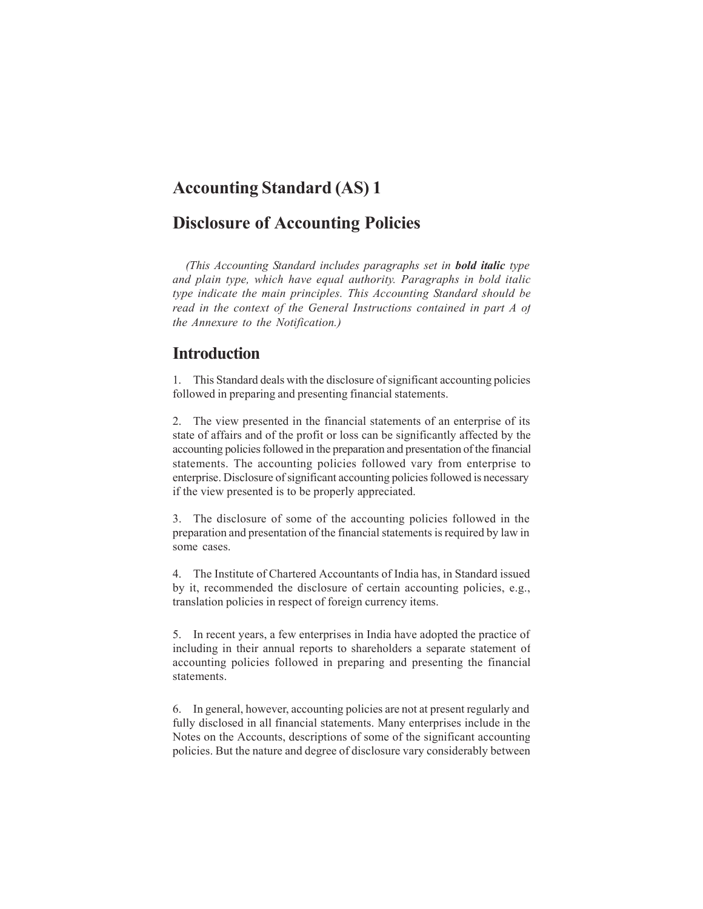# Accounting Standard (AS) 1

# Disclosure of Accounting Policies

*(This Accounting Standard includes paragraphs set in* ***bold italic*** *type and plain type, which have equal authority. Paragraphs in bold italic type indicate the main principles. This Accounting Standard should be read in the context of the General Instructions contained in part A of the Annexure to the Notification.)*

## Introduction

1. This Standard deals with the disclosure of significant accounting policies followed in preparing and presenting financial statements.

2. The view presented in the financial statements of an enterprise of its state of affairs and of the profit or loss can be significantly affected by the accounting policies followed in the preparation and presentation of the financial statements. The accounting policies followed vary from enterprise to enterprise. Disclosure of significant accounting policies followed is necessary if the view presented is to be properly appreciated.

3. The disclosure of some of the accounting policies followed in the preparation and presentation of the financial statements is required by law in some cases.

4. The Institute of Chartered Accountants of India has, in Standard issued by it, recommended the disclosure of certain accounting policies, e.g., translation policies in respect of foreign currency items.

5. In recent years, a few enterprises in India have adopted the practice of including in their annual reports to shareholders a separate statement of accounting policies followed in preparing and presenting the financial statements.

6. In general, however, accounting policies are not at present regularly and fully disclosed in all financial statements. Many enterprises include in the Notes on the Accounts, descriptions of some of the significant accounting policies. But the nature and degree of disclosure vary considerably between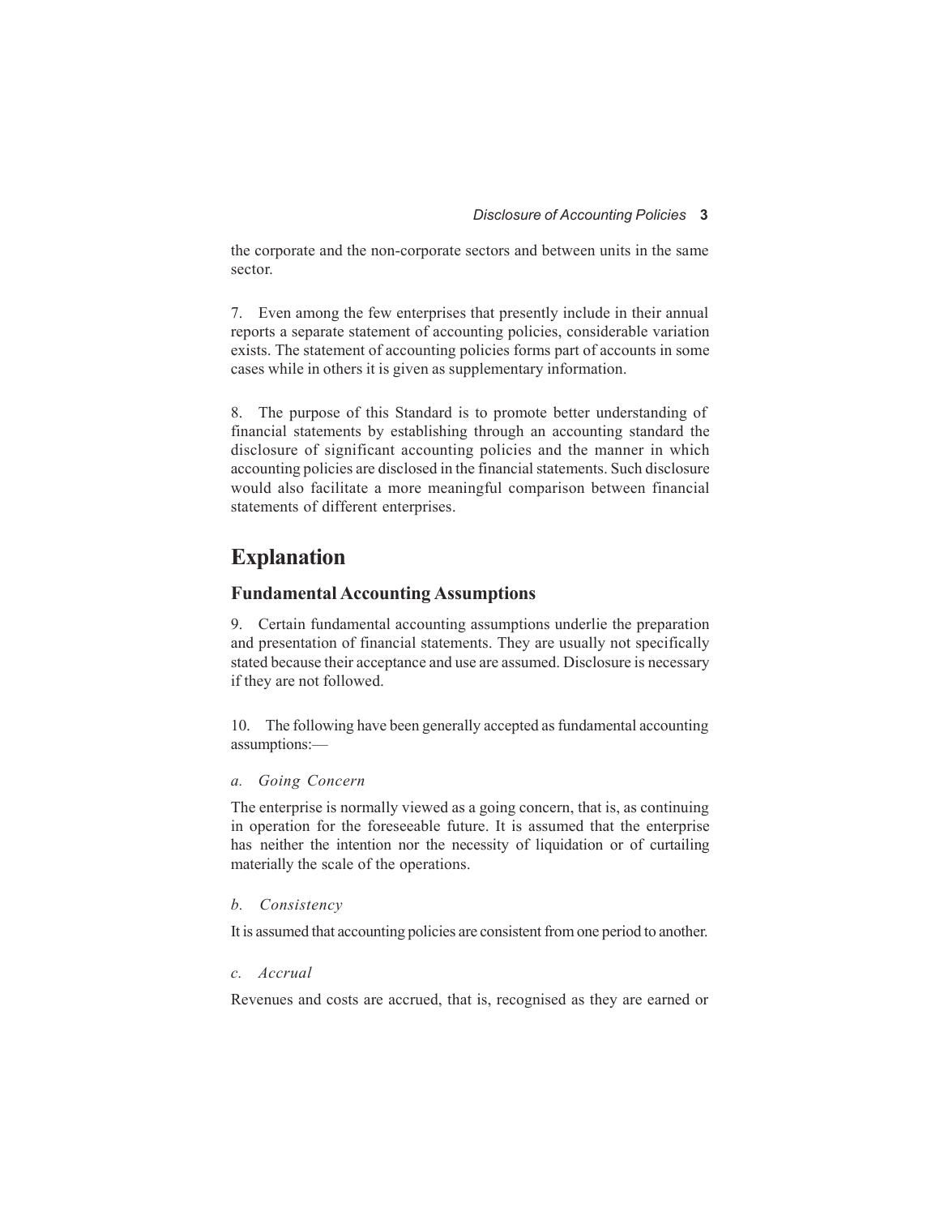the corporate and the non-corporate sectors and between units in the same sector.

7. Even among the few enterprises that presently include in their annual reports a separate statement of accounting policies, considerable variation exists. The statement of accounting policies forms part of accounts in some cases while in others it is given as supplementary information.

8. The purpose of this Standard is to promote better understanding of financial statements by establishing through an accounting standard the disclosure of significant accounting policies and the manner in which accounting policies are disclosed in the financial statements. Such disclosure would also facilitate a more meaningful comparison between financial statements of different enterprises.

# Explanation

## Fundamental Accounting Assumptions

9. Certain fundamental accounting assumptions underlie the preparation and presentation of financial statements. They are usually not specifically stated because their acceptance and use are assumed. Disclosure is necessary if they are not followed.

10. The following have been generally accepted as fundamental accounting assumptions:—

*a. Going Concern*

The enterprise is normally viewed as a going concern, that is, as continuing in operation for the foreseeable future. It is assumed that the enterprise has neither the intention nor the necessity of liquidation or of curtailing materially the scale of the operations.

*b. Consistency*

It is assumed that accounting policies are consistent from one period to another.

*c. Accrual*

Revenues and costs are accrued, that is, recognised as they are earned or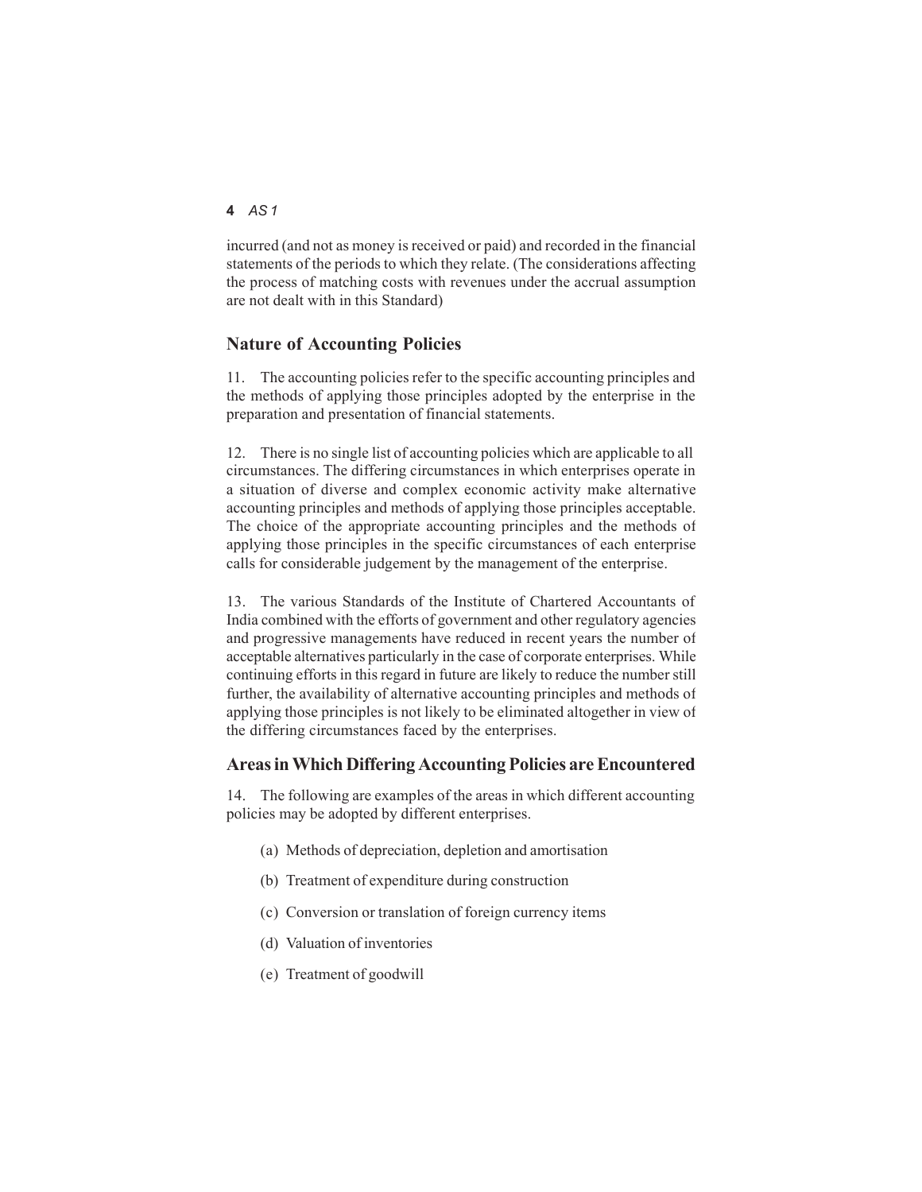incurred (and not as money is received or paid) and recorded in the financial statements of the periods to which they relate. (The considerations affecting the process of matching costs with revenues under the accrual assumption are not dealt with in this Standard)

## Nature of Accounting Policies

11. The accounting policies refer to the specific accounting principles and the methods of applying those principles adopted by the enterprise in the preparation and presentation of financial statements.

12. There is no single list of accounting policies which are applicable to all circumstances. The differing circumstances in which enterprises operate in a situation of diverse and complex economic activity make alternative accounting principles and methods of applying those principles acceptable. The choice of the appropriate accounting principles and the methods of applying those principles in the specific circumstances of each enterprise calls for considerable judgement by the management of the enterprise.

13. The various Standards of the Institute of Chartered Accountants of India combined with the efforts of government and other regulatory agencies and progressive managements have reduced in recent years the number of acceptable alternatives particularly in the case of corporate enterprises. While continuing efforts in this regard in future are likely to reduce the number still further, the availability of alternative accounting principles and methods of applying those principles is not likely to be eliminated altogether in view of the differing circumstances faced by the enterprises.

## Areas in Which Differing Accounting Policies are Encountered

14. The following are examples of the areas in which different accounting policies may be adopted by different enterprises.

(a) Methods of depreciation, depletion and amortisation

(b) Treatment of expenditure during construction

(c) Conversion or translation of foreign currency items

(d) Valuation of inventories

(e) Treatment of goodwill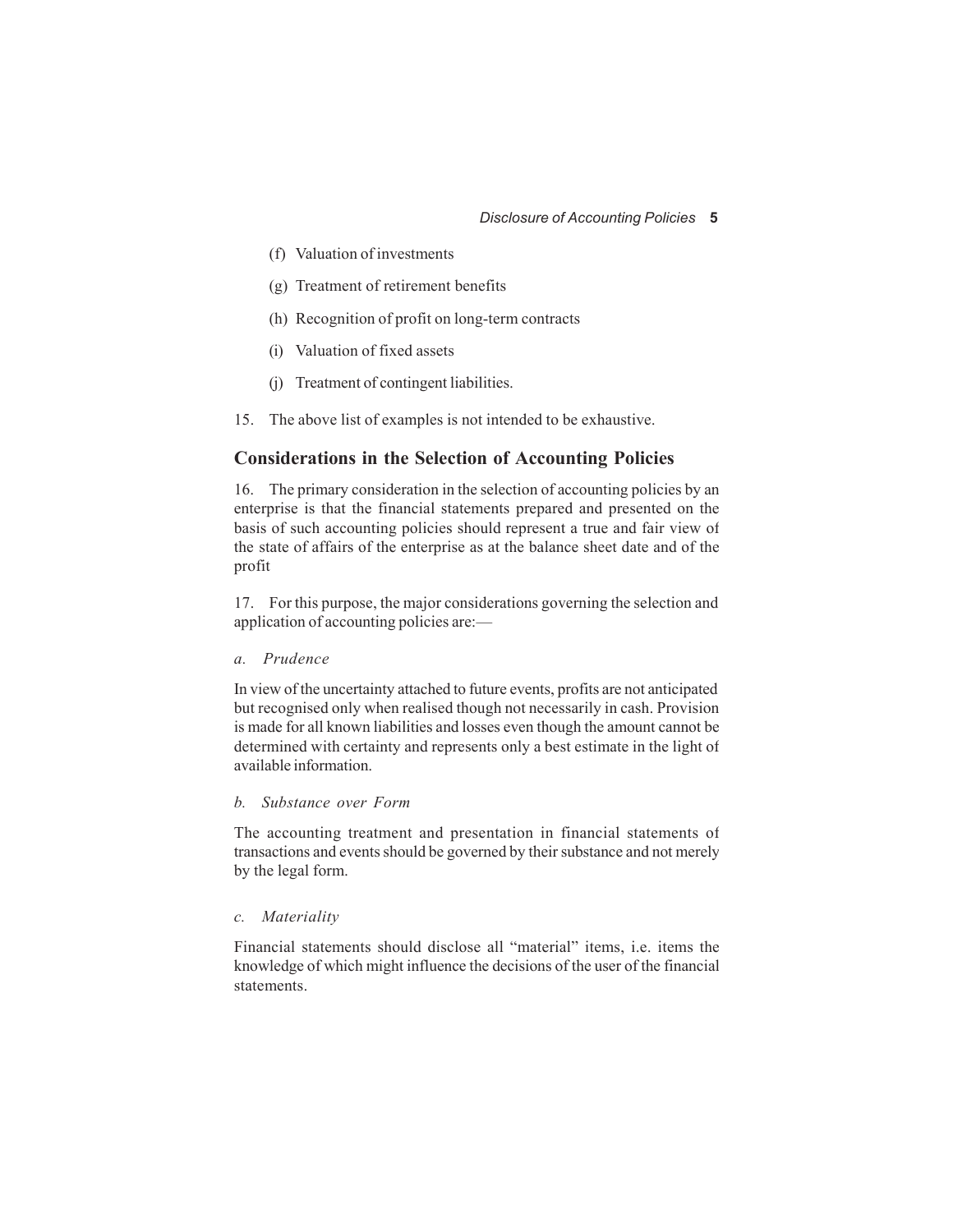(f) Valuation of investments

(g) Treatment of retirement benefits

(h) Recognition of profit on long-term contracts

(i) Valuation of fixed assets

(j) Treatment of contingent liabilities.

15. The above list of examples is not intended to be exhaustive.

## Considerations in the Selection of Accounting Policies

16. The primary consideration in the selection of accounting policies by an enterprise is that the financial statements prepared and presented on the basis of such accounting policies should represent a true and fair view of the state of affairs of the enterprise as at the balance sheet date and of the profit

17. For this purpose, the major considerations governing the selection and application of accounting policies are:—

*a. Prudence*

In view of the uncertainty attached to future events, profits are not anticipated but recognised only when realised though not necessarily in cash. Provision is made for all known liabilities and losses even though the amount cannot be determined with certainty and represents only a best estimate in the light of available information.

*b. Substance over Form*

The accounting treatment and presentation in financial statements of transactions and events should be governed by their substance and not merely by the legal form.

*c. Materiality*

Financial statements should disclose all "material" items, i.e. items the knowledge of which might influence the decisions of the user of the financial statements.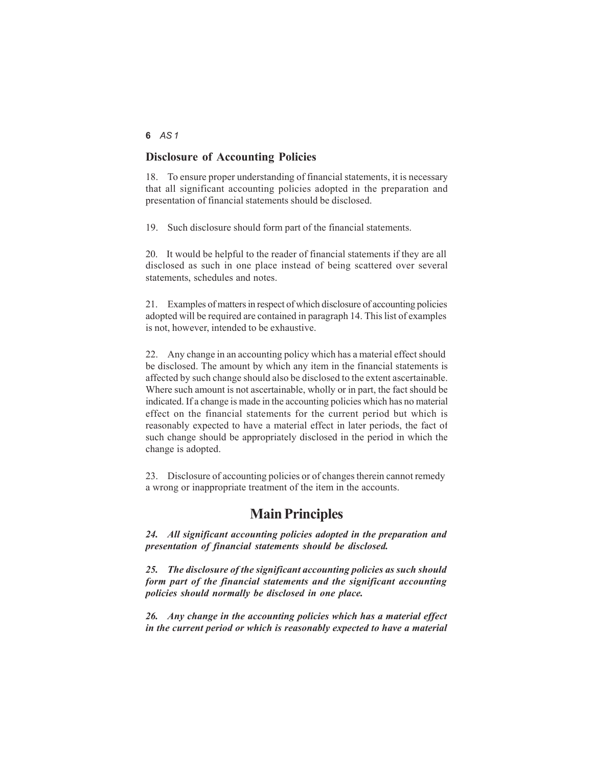## Disclosure of Accounting Policies

18. To ensure proper understanding of financial statements, it is necessary that all significant accounting policies adopted in the preparation and presentation of financial statements should be disclosed.

19. Such disclosure should form part of the financial statements.

20. It would be helpful to the reader of financial statements if they are all disclosed as such in one place instead of being scattered over several statements, schedules and notes.

21. Examples of matters in respect of which disclosure of accounting policies adopted will be required are contained in paragraph 14. This list of examples is not, however, intended to be exhaustive.

22. Any change in an accounting policy which has a material effect should be disclosed. The amount by which any item in the financial statements is affected by such change should also be disclosed to the extent ascertainable. Where such amount is not ascertainable, wholly or in part, the fact should be indicated. If a change is made in the accounting policies which has no material effect on the financial statements for the current period but which is reasonably expected to have a material effect in later periods, the fact of such change should be appropriately disclosed in the period in which the change is adopted.

23. Disclosure of accounting policies or of changes therein cannot remedy a wrong or inappropriate treatment of the item in the accounts.

# Main Principles

***24. All significant accounting policies adopted in the preparation and presentation of financial statements should be disclosed.***

***25. The disclosure of the significant accounting policies as such should form part of the financial statements and the significant accounting policies should normally be disclosed in one place.***

***26. Any change in the accounting policies which has a material effect in the current period or which is reasonably expected to have a material***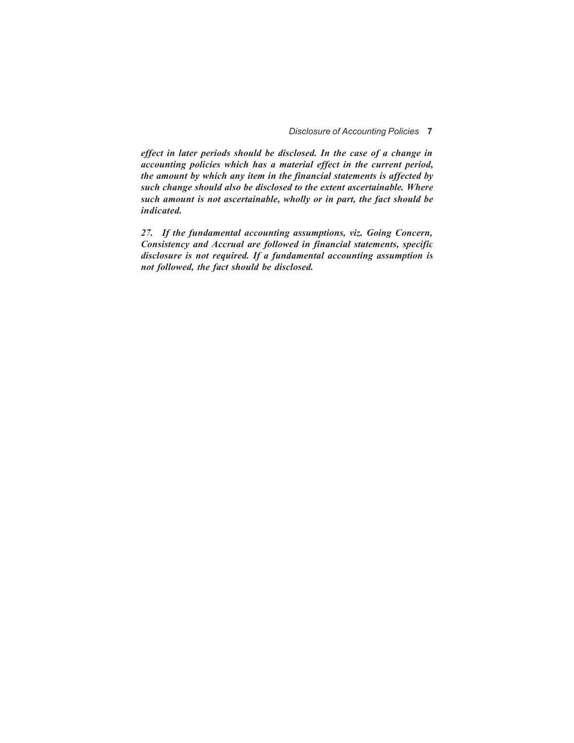***effect in later periods should be disclosed. In the case of a change in accounting policies which has a material effect in the current period, the amount by which any item in the financial statements is affected by such change should also be disclosed to the extent ascertainable. Where such amount is not ascertainable, wholly or in part, the fact should be indicated.***

***27. If the fundamental accounting assumptions, viz. Going Concern, Consistency and Accrual are followed in financial statements, specific disclosure is not required. If a fundamental accounting assumption is not followed, the fact should be disclosed.***